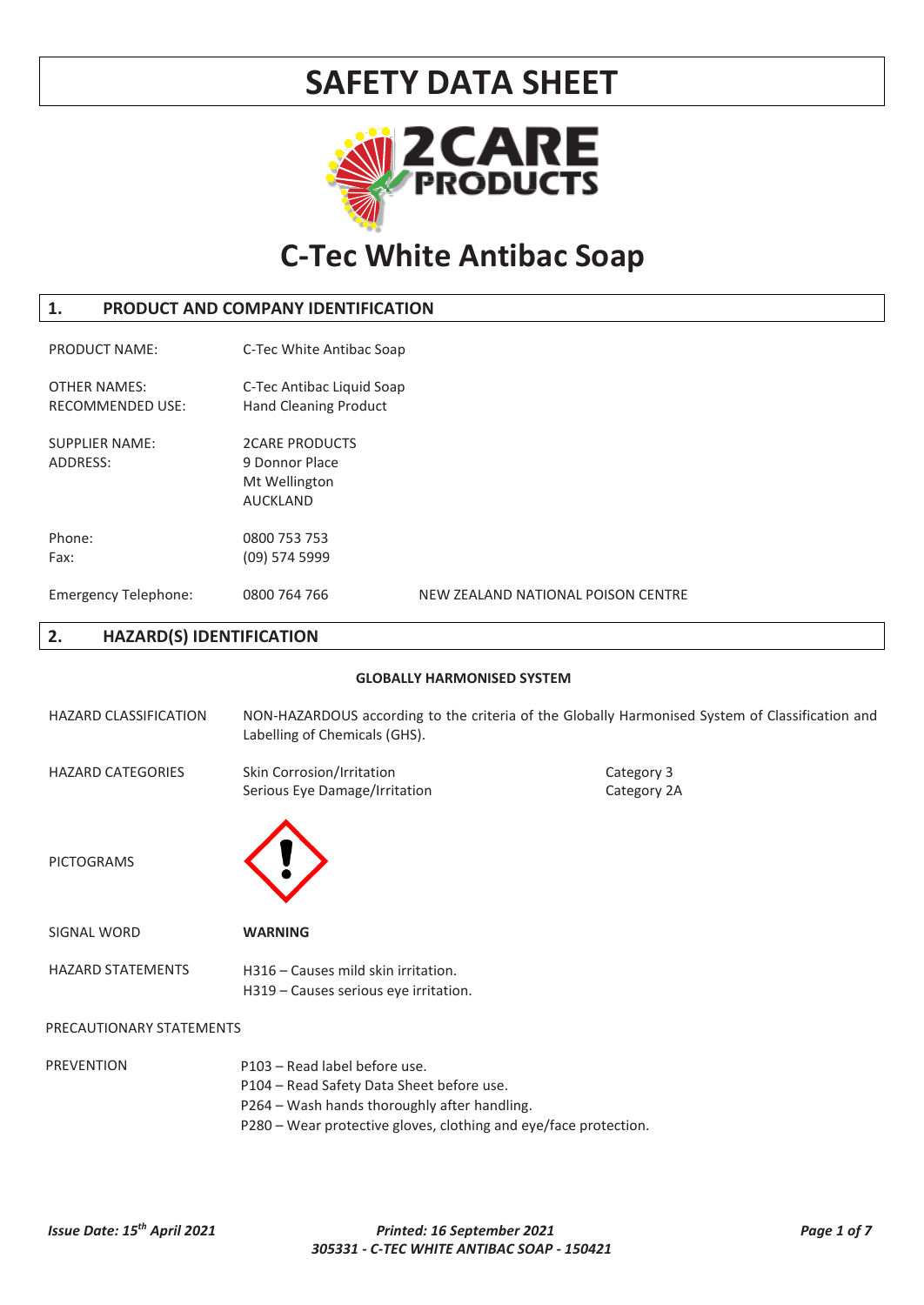# SAFETY DATA SHEET

# C-Tec White Antibac Soap

## 1. PRODUCT AND COMPANY IDENTIFICATION

| | | |
|---|---|---|
| PRODUCT NAME: | C-Tec White Antibac Soap | |
| OTHER NAMES: | C-Tec Antibac Liquid Soap | |
| RECOMMENDED USE: | Hand Cleaning Product | |
| SUPPLIER NAME: | 2CARE PRODUCTS | |
| ADDRESS: | 9 Donnor Place<br>Mt Wellington<br>AUCKLAND | |
| Phone: | 0800 753 753 | |
| Fax: | (09) 574 5999 | |
| Emergency Telephone: | 0800 764 766 | NEW ZEALAND NATIONAL POISON CENTRE |

## 2. HAZARD(S) IDENTIFICATION

**GLOBALLY HARMONISED SYSTEM**

HAZARD CLASSIFICATION: NON-HAZARDOUS according to the criteria of the Globally Harmonised System of Classification and Labelling of Chemicals (GHS).

HAZARD CATEGORIES:

| | |
|---|---|
| Skin Corrosion/Irritation | Category 3 |
| Serious Eye Damage/Irritation | Category 2A |

PICTOGRAMS

SIGNAL WORD: **WARNING**

HAZARD STATEMENTS:
H316 – Causes mild skin irritation.
H319 – Causes serious eye irritation.

PRECAUTIONARY STATEMENTS

PREVENTION:
P103 – Read label before use.
P104 – Read Safety Data Sheet before use.
P264 – Wash hands thoroughly after handling.
P280 – Wear protective gloves, clothing and eye/face protection.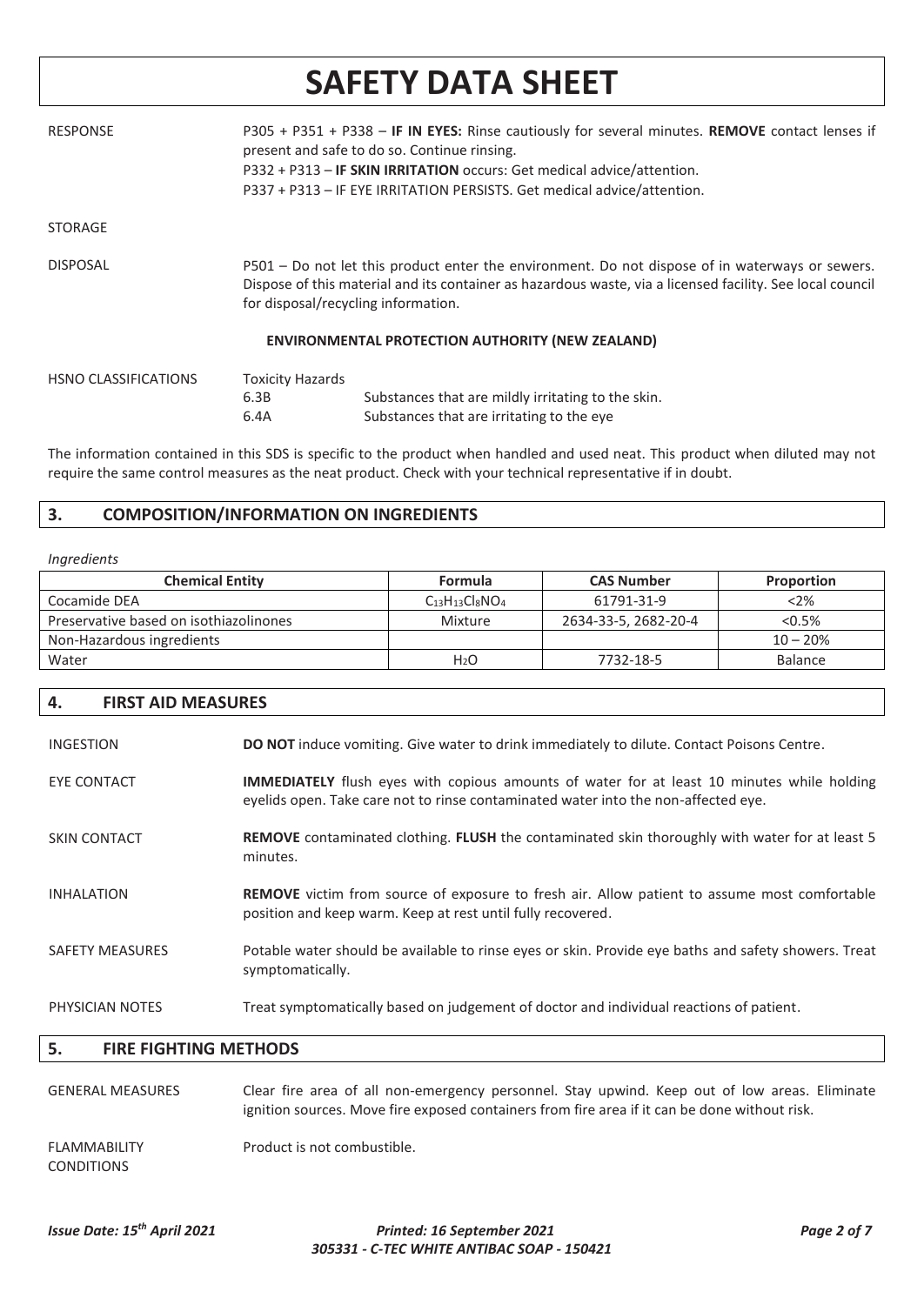# SAFETY DATA SHEET

| | |
|---|---|
| RESPONSE | P305 + P351 + P338 – **IF IN EYES:** Rinse cautiously for several minutes. **REMOVE** contact lenses if present and safe to do so. Continue rinsing.<br>P332 + P313 – **IF SKIN IRRITATION** occurs: Get medical advice/attention.<br>P337 + P313 – IF EYE IRRITATION PERSISTS. Get medical advice/attention. |
| STORAGE | |
| DISPOSAL | P501 – Do not let this product enter the environment. Do not dispose of in waterways or sewers. Dispose of this material and its container as hazardous waste, via a licensed facility. See local council for disposal/recycling information. |

**ENVIRONMENTAL PROTECTION AUTHORITY (NEW ZEALAND)**

| | | |
|---|---|---|
| HSNO CLASSIFICATIONS | Toxicity Hazards | |
| | 6.3B | Substances that are mildly irritating to the skin. |
| | 6.4A | Substances that are irritating to the eye |

The information contained in this SDS is specific to the product when handled and used neat. This product when diluted may not require the same control measures as the neat product. Check with your technical representative if in doubt.

## 3. COMPOSITION/INFORMATION ON INGREDIENTS

*Ingredients*

| Chemical Entity | Formula | CAS Number | Proportion |
|---|---|---|---|
| Cocamide DEA | $C_{13}H_{13}Cl_8NO_4$ | 61791-31-9 | <2% |
| Preservative based on isothiazolinones | Mixture | 2634-33-5, 2682-20-4 | <0.5% |
| Non-Hazardous ingredients | | | 10 – 20% |
| Water | $H_2O$ | 7732-18-5 | Balance |

## 4. FIRST AID MEASURES

| | |
|---|---|
| INGESTION | **DO NOT** induce vomiting. Give water to drink immediately to dilute. Contact Poisons Centre. |
| EYE CONTACT | **IMMEDIATELY** flush eyes with copious amounts of water for at least 10 minutes while holding eyelids open. Take care not to rinse contaminated water into the non-affected eye. |
| SKIN CONTACT | **REMOVE** contaminated clothing. **FLUSH** the contaminated skin thoroughly with water for at least 5 minutes. |
| INHALATION | **REMOVE** victim from source of exposure to fresh air. Allow patient to assume most comfortable position and keep warm. Keep at rest until fully recovered. |
| SAFETY MEASURES | Potable water should be available to rinse eyes or skin. Provide eye baths and safety showers. Treat symptomatically. |
| PHYSICIAN NOTES | Treat symptomatically based on judgement of doctor and individual reactions of patient. |

## 5. FIRE FIGHTING METHODS

| | |
|---|---|
| GENERAL MEASURES | Clear fire area of all non-emergency personnel. Stay upwind. Keep out of low areas. Eliminate ignition sources. Move fire exposed containers from fire area if it can be done without risk. |
| FLAMMABILITY CONDITIONS | Product is not combustible. |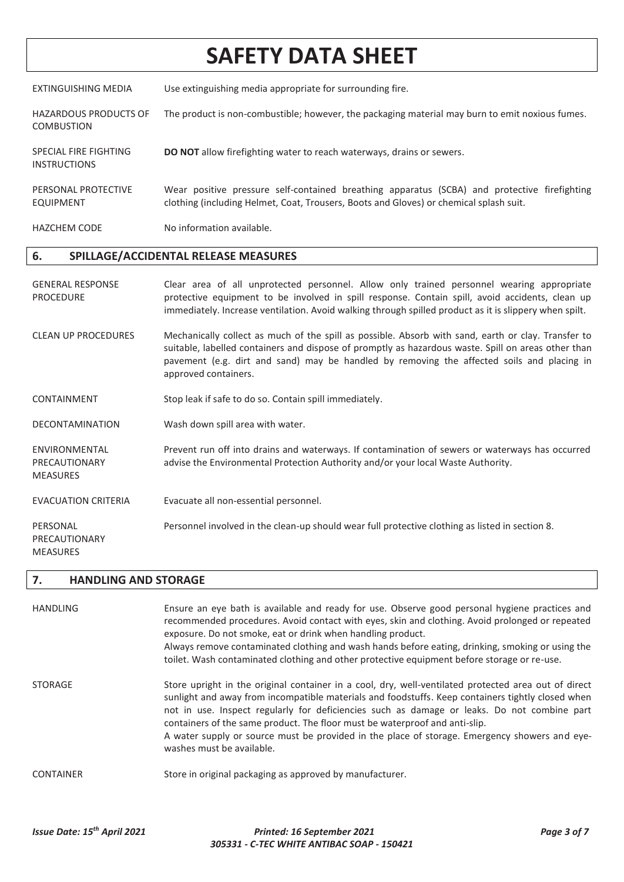# SAFETY DATA SHEET

| | |
|---|---|
| EXTINGUISHING MEDIA | Use extinguishing media appropriate for surrounding fire. |
| HAZARDOUS PRODUCTS OF COMBUSTION | The product is non-combustible; however, the packaging material may burn to emit noxious fumes. |
| SPECIAL FIRE FIGHTING INSTRUCTIONS | **DO NOT** allow firefighting water to reach waterways, drains or sewers. |
| PERSONAL PROTECTIVE EQUIPMENT | Wear positive pressure self-contained breathing apparatus (SCBA) and protective firefighting clothing (including Helmet, Coat, Trousers, Boots and Gloves) or chemical splash suit. |
| HAZCHEM CODE | No information available. |

## 6. SPILLAGE/ACCIDENTAL RELEASE MEASURES

| | |
|---|---|
| GENERAL RESPONSE PROCEDURE | Clear area of all unprotected personnel. Allow only trained personnel wearing appropriate protective equipment to be involved in spill response. Contain spill, avoid accidents, clean up immediately. Increase ventilation. Avoid walking through spilled product as it is slippery when spilt. |
| CLEAN UP PROCEDURES | Mechanically collect as much of the spill as possible. Absorb with sand, earth or clay. Transfer to suitable, labelled containers and dispose of promptly as hazardous waste. Spill on areas other than pavement (e.g. dirt and sand) may be handled by removing the affected soils and placing in approved containers. |
| CONTAINMENT | Stop leak if safe to do so. Contain spill immediately. |
| DECONTAMINATION | Wash down spill area with water. |
| ENVIRONMENTAL PRECAUTIONARY MEASURES | Prevent run off into drains and waterways. If contamination of sewers or waterways has occurred advise the Environmental Protection Authority and/or your local Waste Authority. |
| EVACUATION CRITERIA | Evacuate all non-essential personnel. |
| PERSONAL PRECAUTIONARY MEASURES | Personnel involved in the clean-up should wear full protective clothing as listed in section 8. |

## 7. HANDLING AND STORAGE

| | |
|---|---|
| HANDLING | Ensure an eye bath is available and ready for use. Observe good personal hygiene practices and recommended procedures. Avoid contact with eyes, skin and clothing. Avoid prolonged or repeated exposure. Do not smoke, eat or drink when handling product.<br>Always remove contaminated clothing and wash hands before eating, drinking, smoking or using the toilet. Wash contaminated clothing and other protective equipment before storage or re-use. |
| STORAGE | Store upright in the original container in a cool, dry, well-ventilated protected area out of direct sunlight and away from incompatible materials and foodstuffs. Keep containers tightly closed when not in use. Inspect regularly for deficiencies such as damage or leaks. Do not combine part containers of the same product. The floor must be waterproof and anti-slip.<br>A water supply or source must be provided in the place of storage. Emergency showers and eye-washes must be available. |
| CONTAINER | Store in original packaging as approved by manufacturer. |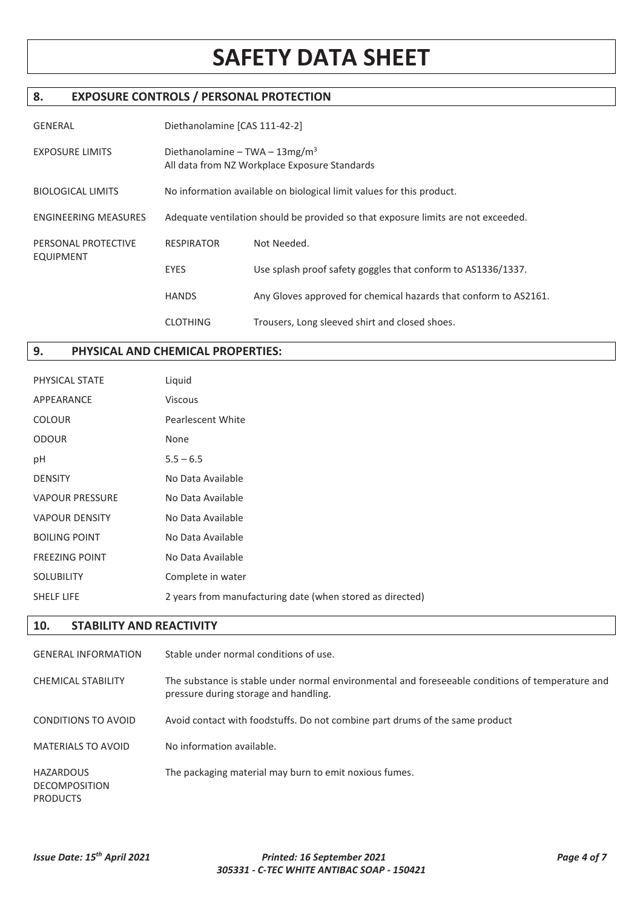# SAFETY DATA SHEET

## 8. EXPOSURE CONTROLS / PERSONAL PROTECTION

| | | |
|---|---|---|
| GENERAL | Diethanolamine [CAS 111-42-2] | |
| EXPOSURE LIMITS | Diethanolamine – TWA – 13mg/$m^3$<br>All data from NZ Workplace Exposure Standards | |
| BIOLOGICAL LIMITS | No information available on biological limit values for this product. | |
| ENGINEERING MEASURES | Adequate ventilation should be provided so that exposure limits are not exceeded. | |
| PERSONAL PROTECTIVE EQUIPMENT | RESPIRATOR | Not Needed. |
| | EYES | Use splash proof safety goggles that conform to AS1336/1337. |
| | HANDS | Any Gloves approved for chemical hazards that conform to AS2161. |
| | CLOTHING | Trousers, Long sleeved shirt and closed shoes. |

## 9. PHYSICAL AND CHEMICAL PROPERTIES:

| | |
|---|---|
| PHYSICAL STATE | Liquid |
| APPEARANCE | Viscous |
| COLOUR | Pearlescent White |
| ODOUR | None |
| pH | 5.5 – 6.5 |
| DENSITY | No Data Available |
| VAPOUR PRESSURE | No Data Available |
| VAPOUR DENSITY | No Data Available |
| BOILING POINT | No Data Available |
| FREEZING POINT | No Data Available |
| SOLUBILITY | Complete in water |
| SHELF LIFE | 2 years from manufacturing date (when stored as directed) |

## 10. STABILITY AND REACTIVITY

| | |
|---|---|
| GENERAL INFORMATION | Stable under normal conditions of use. |
| CHEMICAL STABILITY | The substance is stable under normal environmental and foreseeable conditions of temperature and pressure during storage and handling. |
| CONDITIONS TO AVOID | Avoid contact with foodstuffs. Do not combine part drums of the same product |
| MATERIALS TO AVOID | No information available. |
| HAZARDOUS DECOMPOSITION PRODUCTS | The packaging material may burn to emit noxious fumes. |

*Issue Date: 15th April 2021* *Printed: 16 September 2021*
*305331 - C-TEC WHITE ANTIBAC SOAP - 150421*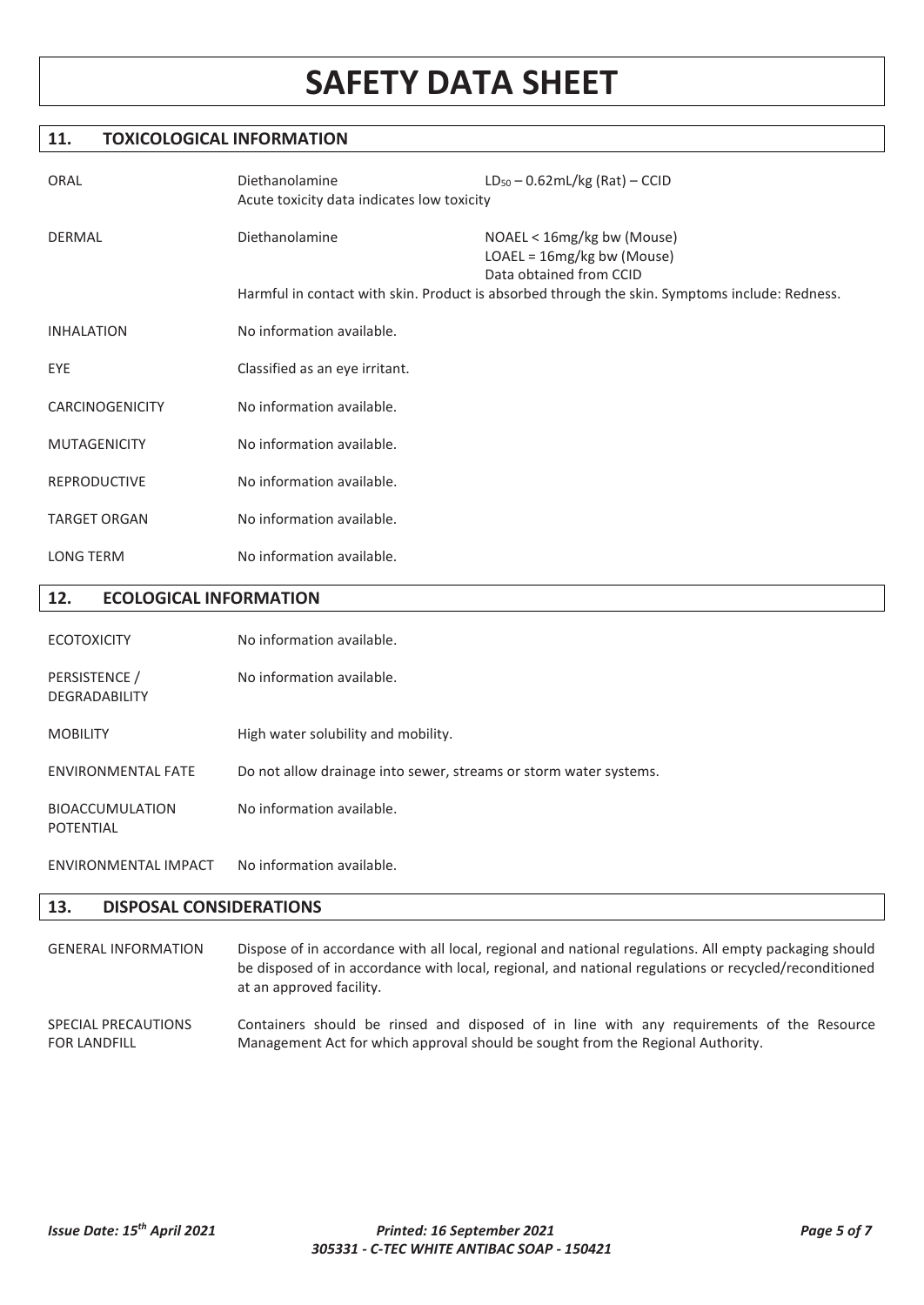# SAFETY DATA SHEET

## 11. TOXICOLOGICAL INFORMATION

| | | |
|---|---|---|
| ORAL | Diethanolamine<br>Acute toxicity data indicates low toxicity | $LD_{50}$ – 0.62mL/kg (Rat) – CCID |
| DERMAL | Diethanolamine | NOAEL < 16mg/kg bw (Mouse)<br>LOAEL = 16mg/kg bw (Mouse)<br>Data obtained from CCID |
| | Harmful in contact with skin. Product is absorbed through the skin. Symptoms include: Redness. | |
| INHALATION | No information available. | |
| EYE | Classified as an eye irritant. | |
| CARCINOGENICITY | No information available. | |
| MUTAGENICITY | No information available. | |
| REPRODUCTIVE | No information available. | |
| TARGET ORGAN | No information available. | |
| LONG TERM | No information available. | |

## 12. ECOLOGICAL INFORMATION

| | |
|---|---|
| ECOTOXICITY | No information available. |
| PERSISTENCE / DEGRADABILITY | No information available. |
| MOBILITY | High water solubility and mobility. |
| ENVIRONMENTAL FATE | Do not allow drainage into sewer, streams or storm water systems. |
| BIOACCUMULATION POTENTIAL | No information available. |
| ENVIRONMENTAL IMPACT | No information available. |

## 13. DISPOSAL CONSIDERATIONS

| | |
|---|---|
| GENERAL INFORMATION | Dispose of in accordance with all local, regional and national regulations. All empty packaging should be disposed of in accordance with local, regional, and national regulations or recycled/reconditioned at an approved facility. |
| SPECIAL PRECAUTIONS FOR LANDFILL | Containers should be rinsed and disposed of in line with any requirements of the Resource Management Act for which approval should be sought from the Regional Authority. |

*Issue Date: 15th April 2021* *Printed: 16 September 2021*
*305331 - C-TEC WHITE ANTIBAC SOAP - 150421*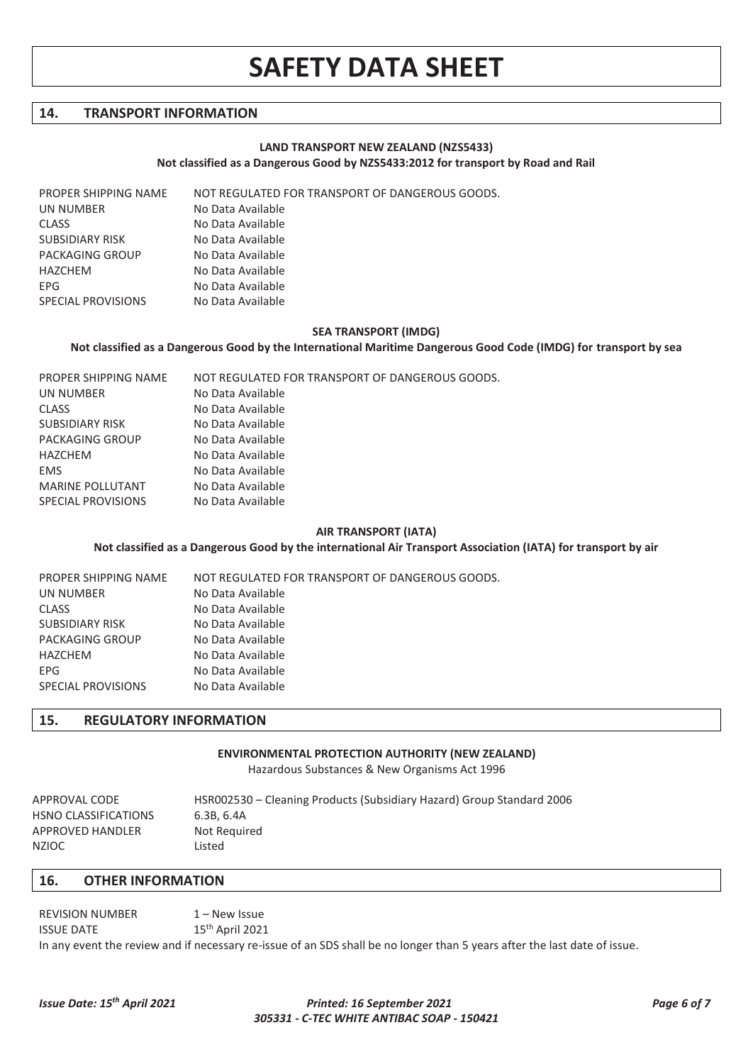# SAFETY DATA SHEET

## 14. TRANSPORT INFORMATION

### LAND TRANSPORT NEW ZEALAND (NZS5433)

**Not classified as a Dangerous Good by NZS5433:2012 for transport by Road and Rail**

| | |
|---|---|
| PROPER SHIPPING NAME | NOT REGULATED FOR TRANSPORT OF DANGEROUS GOODS. |
| UN NUMBER | No Data Available |
| CLASS | No Data Available |
| SUBSIDIARY RISK | No Data Available |
| PACKAGING GROUP | No Data Available |
| HAZCHEM | No Data Available |
| EPG | No Data Available |
| SPECIAL PROVISIONS | No Data Available |

### SEA TRANSPORT (IMDG)

**Not classified as a Dangerous Good by the International Maritime Dangerous Good Code (IMDG) for transport by sea**

| | |
|---|---|
| PROPER SHIPPING NAME | NOT REGULATED FOR TRANSPORT OF DANGEROUS GOODS. |
| UN NUMBER | No Data Available |
| CLASS | No Data Available |
| SUBSIDIARY RISK | No Data Available |
| PACKAGING GROUP | No Data Available |
| HAZCHEM | No Data Available |
| EMS | No Data Available |
| MARINE POLLUTANT | No Data Available |
| SPECIAL PROVISIONS | No Data Available |

### AIR TRANSPORT (IATA)

**Not classified as a Dangerous Good by the international Air Transport Association (IATA) for transport by air**

| | |
|---|---|
| PROPER SHIPPING NAME | NOT REGULATED FOR TRANSPORT OF DANGEROUS GOODS. |
| UN NUMBER | No Data Available |
| CLASS | No Data Available |
| SUBSIDIARY RISK | No Data Available |
| PACKAGING GROUP | No Data Available |
| HAZCHEM | No Data Available |
| EPG | No Data Available |
| SPECIAL PROVISIONS | No Data Available |

## 15. REGULATORY INFORMATION

### ENVIRONMENTAL PROTECTION AUTHORITY (NEW ZEALAND)

Hazardous Substances & New Organisms Act 1996

| | |
|---|---|
| APPROVAL CODE | HSR002530 – Cleaning Products (Subsidiary Hazard) Group Standard 2006 |
| HSNO CLASSIFICATIONS | 6.3B, 6.4A |
| APPROVED HANDLER | Not Required |
| NZIOC | Listed |

## 16. OTHER INFORMATION

| | |
|---|---|
| REVISION NUMBER | 1 – New Issue |
| ISSUE DATE | 15th April 2021 |

In any event the review and if necessary re-issue of an SDS shall be no longer than 5 years after the last date of issue.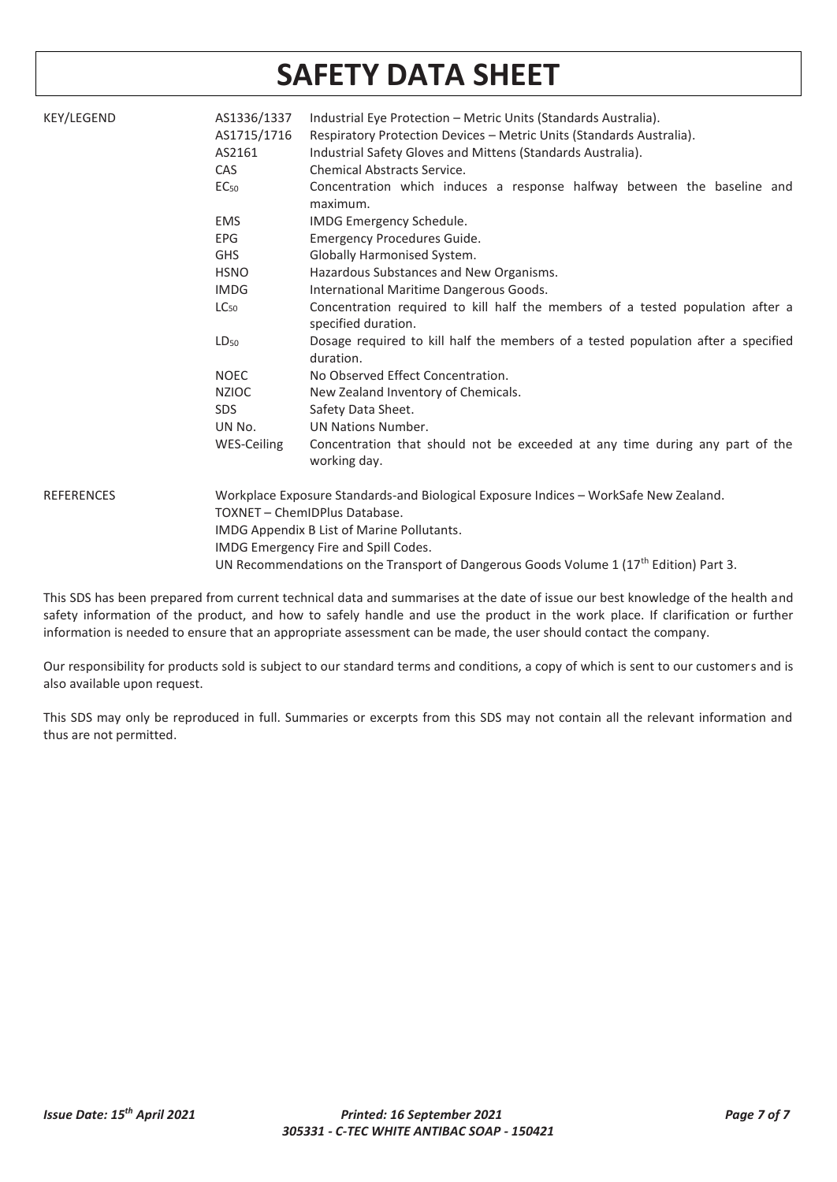# SAFETY DATA SHEET

| | | |
|---|---|---|
| KEY/LEGEND | AS1336/1337 | Industrial Eye Protection – Metric Units (Standards Australia). |
| | AS1715/1716 | Respiratory Protection Devices – Metric Units (Standards Australia). |
| | AS2161 | Industrial Safety Gloves and Mittens (Standards Australia). |
| | CAS | Chemical Abstracts Service. |
| | $EC_{50}$ | Concentration which induces a response halfway between the baseline and maximum. |
| | EMS | IMDG Emergency Schedule. |
| | EPG | Emergency Procedures Guide. |
| | GHS | Globally Harmonised System. |
| | HSNO | Hazardous Substances and New Organisms. |
| | IMDG | International Maritime Dangerous Goods. |
| | $LC_{50}$ | Concentration required to kill half the members of a tested population after a specified duration. |
| | $LD_{50}$ | Dosage required to kill half the members of a tested population after a specified duration. |
| | NOEC | No Observed Effect Concentration. |
| | NZIOC | New Zealand Inventory of Chemicals. |
| | SDS | Safety Data Sheet. |
| | UN No. | UN Nations Number. |
| | WES-Ceiling | Concentration that should not be exceeded at any time during any part of the working day. |

REFERENCES

Workplace Exposure Standards-and Biological Exposure Indices – WorkSafe New Zealand.
TOXNET – ChemIDPlus Database.
IMDG Appendix B List of Marine Pollutants.
IMDG Emergency Fire and Spill Codes.
UN Recommendations on the Transport of Dangerous Goods Volume 1 (17th Edition) Part 3.

This SDS has been prepared from current technical data and summarises at the date of issue our best knowledge of the health and safety information of the product, and how to safely handle and use the product in the work place. If clarification or further information is needed to ensure that an appropriate assessment can be made, the user should contact the company.

Our responsibility for products sold is subject to our standard terms and conditions, a copy of which is sent to our customers and is also available upon request.

This SDS may only be reproduced in full. Summaries or excerpts from this SDS may not contain all the relevant information and thus are not permitted.